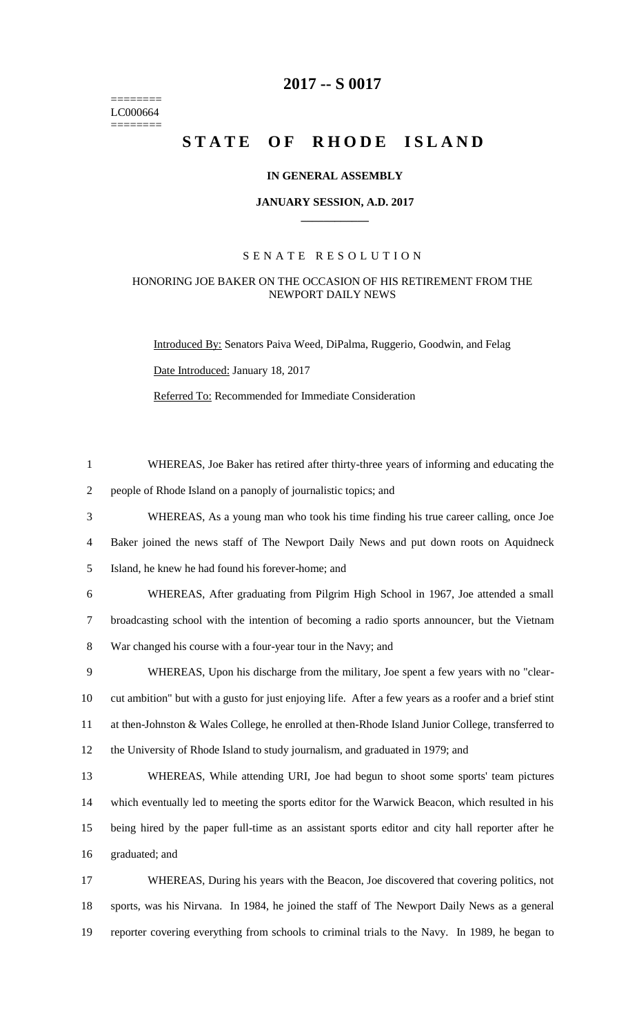========
LC000664
========

# 2017 -- S 0017

# STATE OF RHODE ISLAND

**IN GENERAL ASSEMBLY**

**JANUARY SESSION, A.D. 2017**

SENATE RESOLUTION

HONORING JOE BAKER ON THE OCCASION OF HIS RETIREMENT FROM THE NEWPORT DAILY NEWS

Introduced By: Senators Paiva Weed, DiPalma, Ruggerio, Goodwin, and Felag

Date Introduced: January 18, 2017

Referred To: Recommended for Immediate Consideration

WHEREAS, Joe Baker has retired after thirty-three years of informing and educating the people of Rhode Island on a panoply of journalistic topics; and

WHEREAS, As a young man who took his time finding his true career calling, once Joe Baker joined the news staff of The Newport Daily News and put down roots on Aquidneck Island, he knew he had found his forever-home; and

WHEREAS, After graduating from Pilgrim High School in 1967, Joe attended a small broadcasting school with the intention of becoming a radio sports announcer, but the Vietnam War changed his course with a four-year tour in the Navy; and

WHEREAS, Upon his discharge from the military, Joe spent a few years with no "clear-cut ambition" but with a gusto for just enjoying life. After a few years as a roofer and a brief stint at then-Johnston & Wales College, he enrolled at then-Rhode Island Junior College, transferred to the University of Rhode Island to study journalism, and graduated in 1979; and

WHEREAS, While attending URI, Joe had begun to shoot some sports' team pictures which eventually led to meeting the sports editor for the Warwick Beacon, which resulted in his being hired by the paper full-time as an assistant sports editor and city hall reporter after he graduated; and

WHEREAS, During his years with the Beacon, Joe discovered that covering politics, not sports, was his Nirvana. In 1984, he joined the staff of The Newport Daily News as a general reporter covering everything from schools to criminal trials to the Navy. In 1989, he began to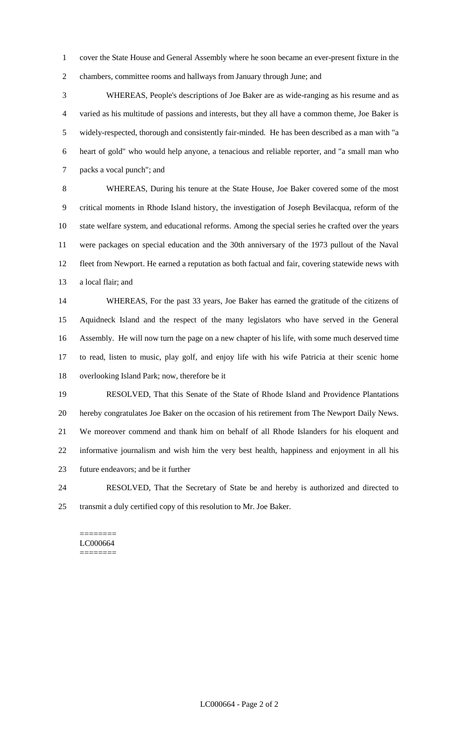cover the State House and General Assembly where he soon became an ever-present fixture in the chambers, committee rooms and hallways from January through June; and

WHEREAS, People's descriptions of Joe Baker are as wide-ranging as his resume and as varied as his multitude of passions and interests, but they all have a common theme, Joe Baker is widely-respected, thorough and consistently fair-minded. He has been described as a man with "a heart of gold" who would help anyone, a tenacious and reliable reporter, and "a small man who packs a vocal punch"; and

WHEREAS, During his tenure at the State House, Joe Baker covered some of the most critical moments in Rhode Island history, the investigation of Joseph Bevilacqua, reform of the state welfare system, and educational reforms. Among the special series he crafted over the years were packages on special education and the 30th anniversary of the 1973 pullout of the Naval fleet from Newport. He earned a reputation as both factual and fair, covering statewide news with a local flair; and

WHEREAS, For the past 33 years, Joe Baker has earned the gratitude of the citizens of Aquidneck Island and the respect of the many legislators who have served in the General Assembly. He will now turn the page on a new chapter of his life, with some much deserved time to read, listen to music, play golf, and enjoy life with his wife Patricia at their scenic home overlooking Island Park; now, therefore be it

RESOLVED, That this Senate of the State of Rhode Island and Providence Plantations hereby congratulates Joe Baker on the occasion of his retirement from The Newport Daily News. We moreover commend and thank him on behalf of all Rhode Islanders for his eloquent and informative journalism and wish him the very best health, happiness and enjoyment in all his future endeavors; and be it further

RESOLVED, That the Secretary of State be and hereby is authorized and directed to transmit a duly certified copy of this resolution to Mr. Joe Baker.

========
LC000664
========